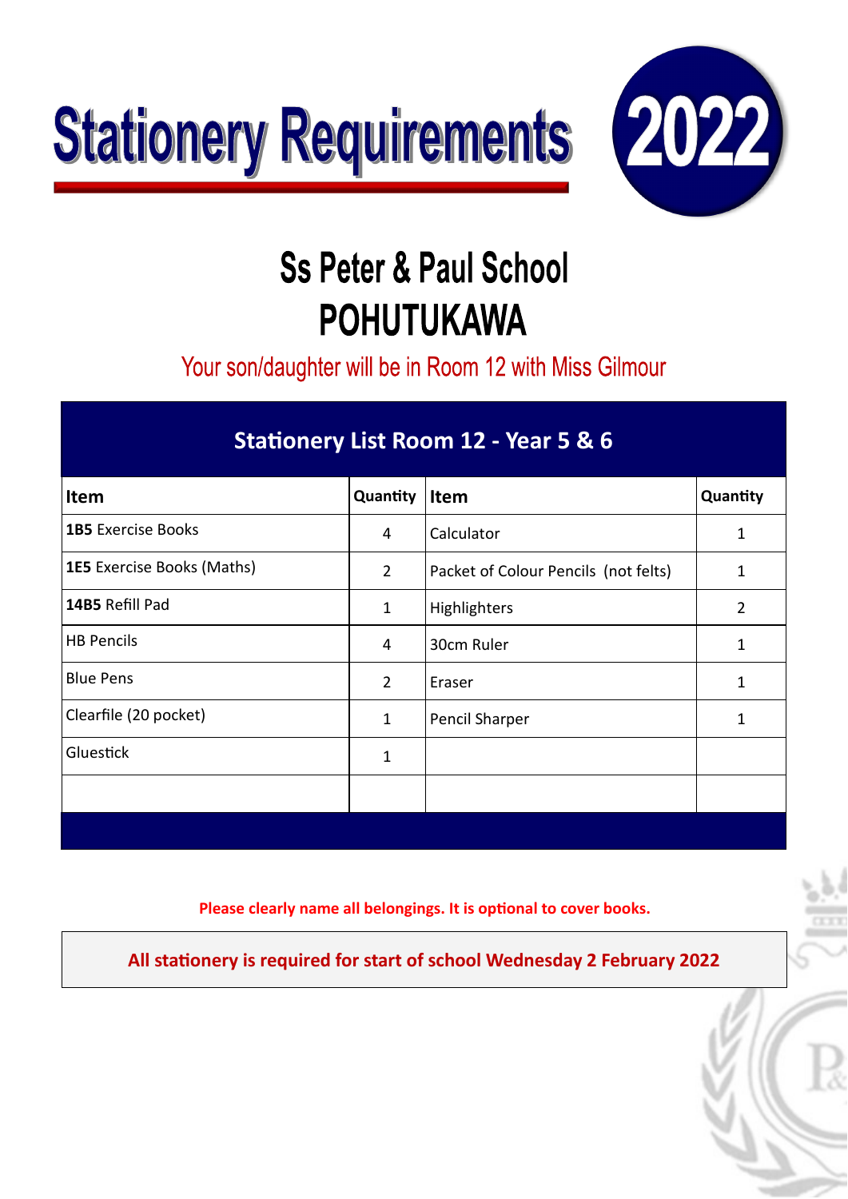# Stationery Requirements 2022

## Ss Peter & Paul School
## POHUTUKAWA

Your son/daughter will be in Room 12 with Miss Gilmour

| Stationery List Room 12 - Year 5 & 6 | | | |
|---|---|---|---|
| **Item** | **Quantity** | **Item** | **Quantity** |
| **1B5** Exercise Books | 4 | Calculator | 1 |
| **1E5** Exercise Books (Maths) | 2 | Packet of Colour Pencils (not felts) | 1 |
| **14B5** Refill Pad | 1 | Highlighters | 2 |
| HB Pencils | 4 | 30cm Ruler | 1 |
| Blue Pens | 2 | Eraser | 1 |
| Clearfile (20 pocket) | 1 | Pencil Sharper | 1 |
| Gluestick | 1 | | |
| | | | |

**Please clearly name all belongings. It is optional to cover books.**

**All stationery is required for start of school Wednesday 2 February 2022**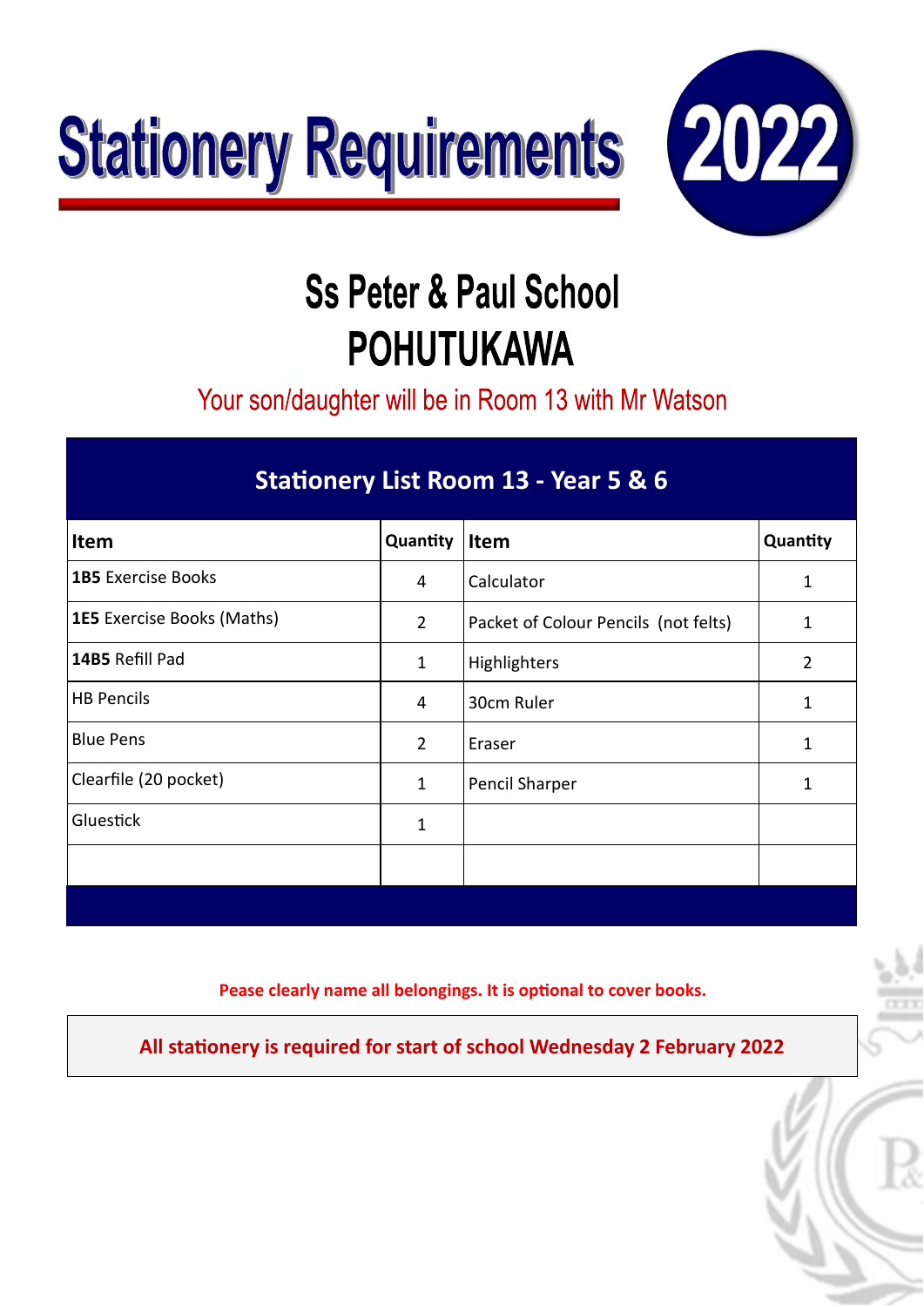# Stationery Requirements 2022

## Ss Peter & Paul School
## POHUTUKAWA

Your son/daughter will be in Room 13 with Mr Watson

| Stationery List Room 13 - Year 5 & 6 | | | |
|---|---|---|---|
| **Item** | **Quantity** | **Item** | **Quantity** |
| **1B5** Exercise Books | 4 | Calculator | 1 |
| **1E5** Exercise Books (Maths) | 2 | Packet of Colour Pencils (not felts) | 1 |
| **14B5** Refill Pad | 1 | Highlighters | 2 |
| HB Pencils | 4 | 30cm Ruler | 1 |
| Blue Pens | 2 | Eraser | 1 |
| Clearfile (20 pocket) | 1 | Pencil Sharper | 1 |
| Gluestick | 1 | | |
| | | | |

**Pease clearly name all belongings. It is optional to cover books.**

**All stationery is required for start of school Wednesday 2 February 2022**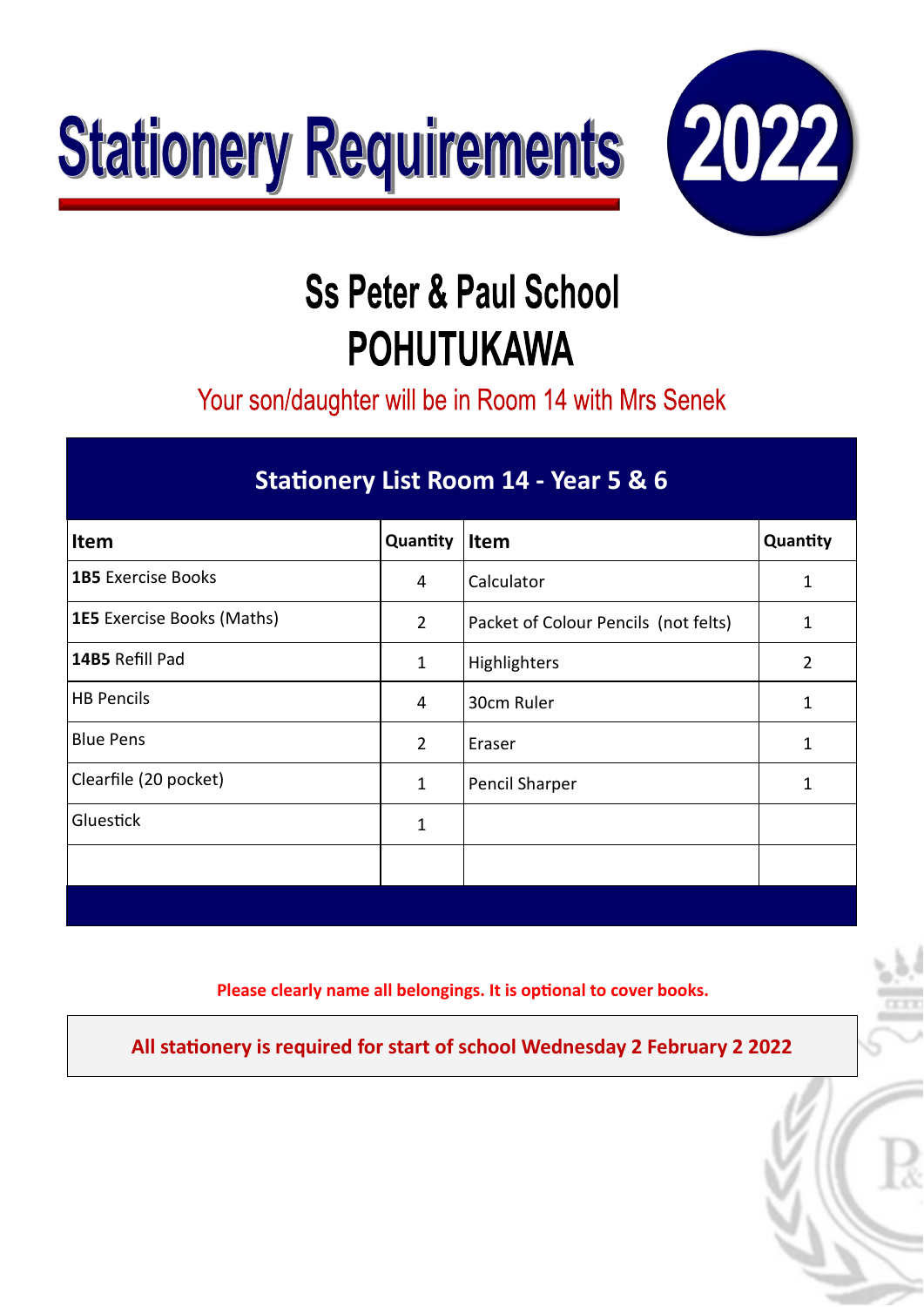# Stationery Requirements 2022

## Ss Peter & Paul School
## POHUTUKAWA

Your son/daughter will be in Room 14 with Mrs Senek

| Stationery List Room 14 - Year 5 & 6 | | | |
|---|---|---|---|
| **Item** | **Quantity** | **Item** | **Quantity** |
| **1B5** Exercise Books | 4 | Calculator | 1 |
| **1E5** Exercise Books (Maths) | 2 | Packet of Colour Pencils (not felts) | 1 |
| **14B5** Refill Pad | 1 | Highlighters | 2 |
| HB Pencils | 4 | 30cm Ruler | 1 |
| Blue Pens | 2 | Eraser | 1 |
| Clearfile (20 pocket) | 1 | Pencil Sharper | 1 |
| Gluestick | 1 | | |
| | | | |

**Please clearly name all belongings. It is optional to cover books.**

**All stationery is required for start of school Wednesday 2 February 2 2022**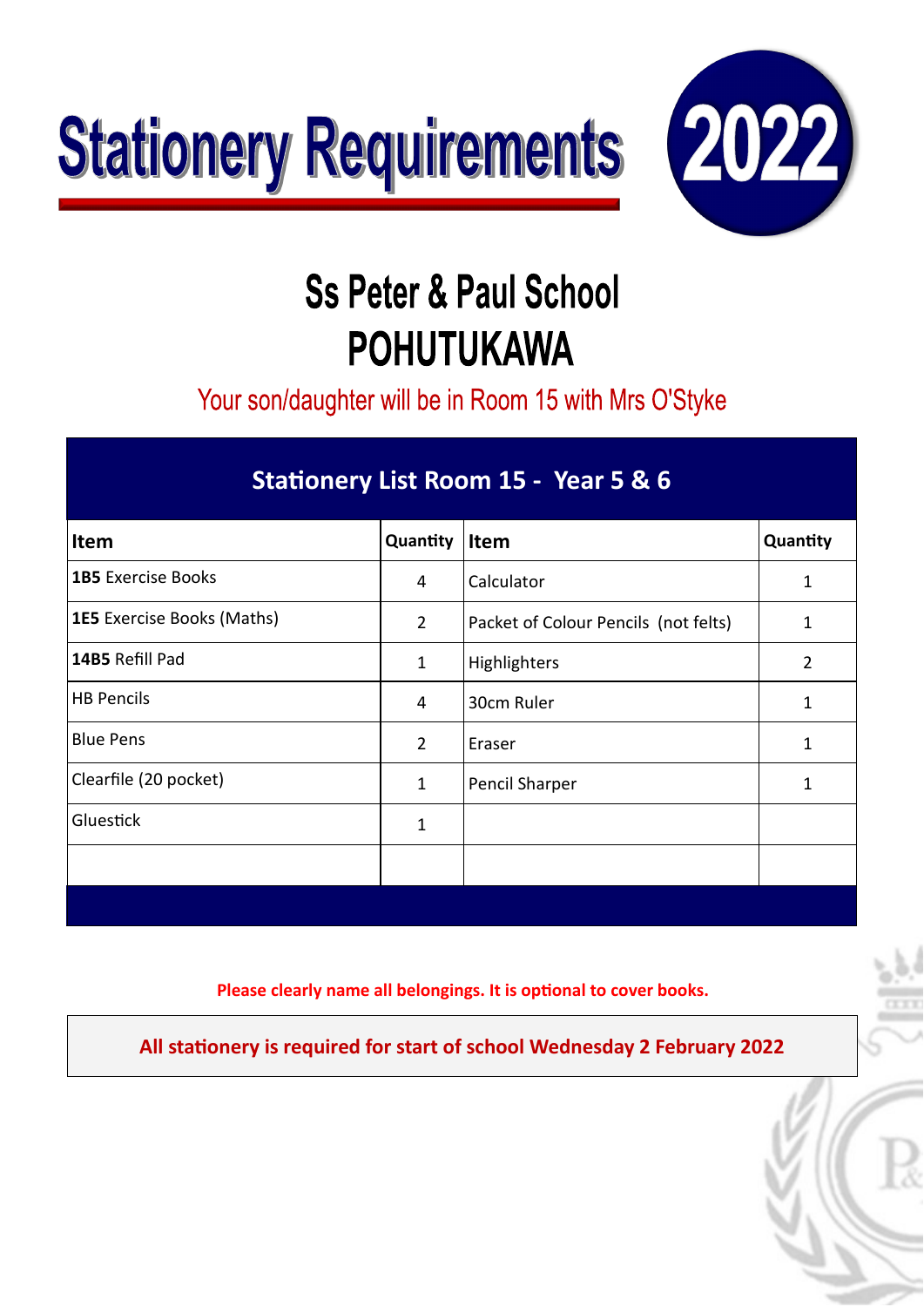# Stationery Requirements 2022

## Ss Peter & Paul School
## POHUTUKAWA

Your son/daughter will be in Room 15 with Mrs O'Styke

### Stationery List Room 15 - Year 5 & 6

| Item | Quantity | Item | Quantity |
|---|---|---|---|
| **1B5** Exercise Books | 4 | Calculator | 1 |
| **1E5** Exercise Books (Maths) | 2 | Packet of Colour Pencils (not felts) | 1 |
| **14B5** Refill Pad | 1 | Highlighters | 2 |
| HB Pencils | 4 | 30cm Ruler | 1 |
| Blue Pens | 2 | Eraser | 1 |
| Clearfile (20 pocket) | 1 | Pencil Sharper | 1 |
| Gluestick | 1 | | |
| | | | |

**Please clearly name all belongings. It is optional to cover books.**

**All stationery is required for start of school Wednesday 2 February 2022**